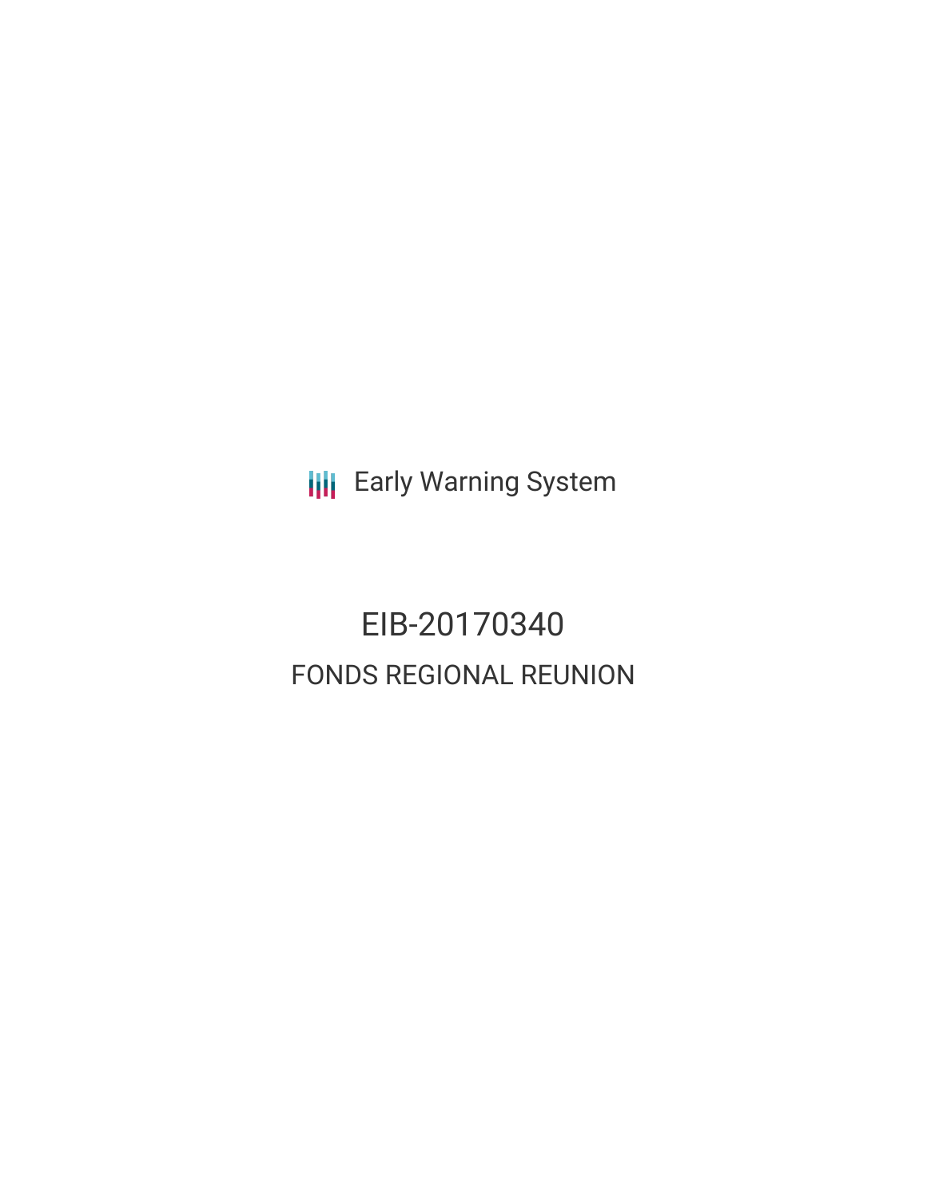Early Warning System

# EIB-20170340

## FONDS REGIONAL REUNION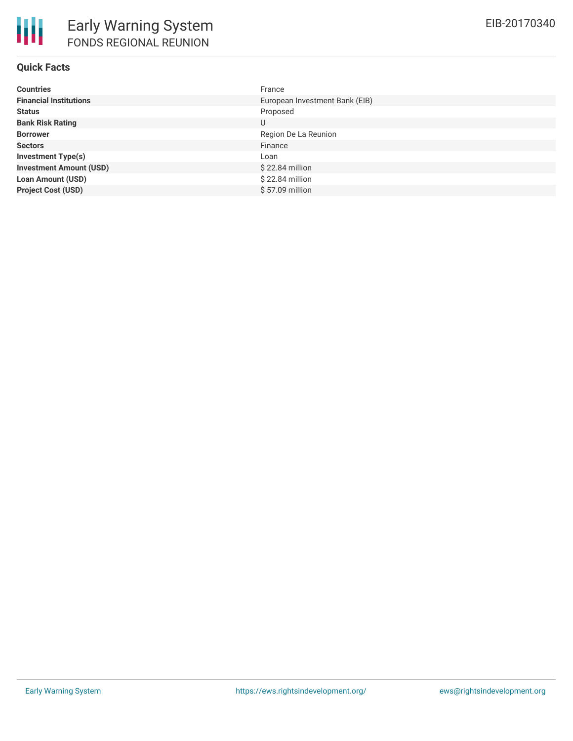# Early Warning System

## FONDS REGIONAL REUNION

EIB-20170340

### Quick Facts

| | |
|---|---|
| **Countries** | France |
| **Financial Institutions** | European Investment Bank (EIB) |
| **Status** | Proposed |
| **Bank Risk Rating** | U |
| **Borrower** | Region De La Reunion |
| **Sectors** | Finance |
| **Investment Type(s)** | Loan |
| **Investment Amount (USD)** | $ 22.84 million |
| **Loan Amount (USD)** | $ 22.84 million |
| **Project Cost (USD)** | $ 57.09 million |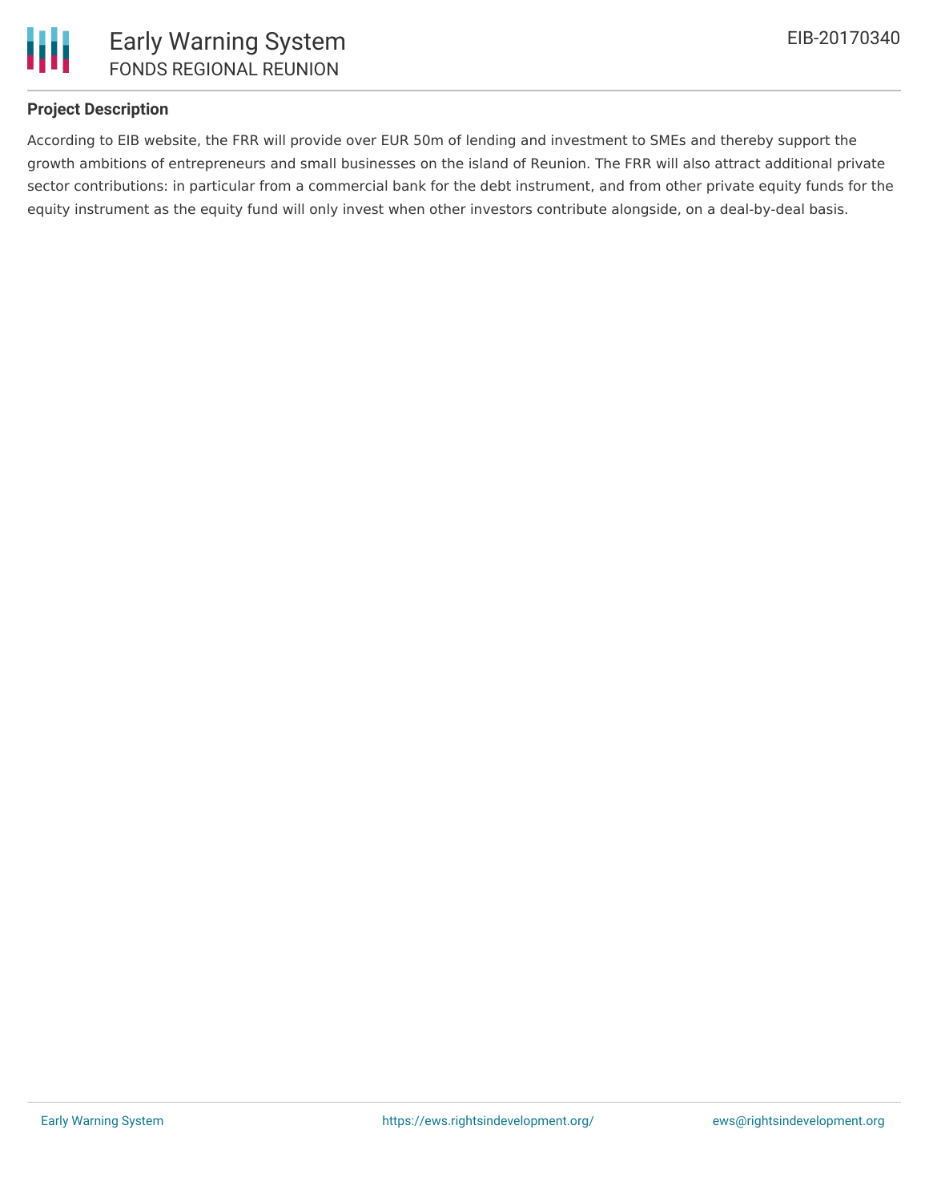## Project Description

According to EIB website, the FRR will provide over EUR 50m of lending and investment to SMEs and thereby support the growth ambitions of entrepreneurs and small businesses on the island of Reunion. The FRR will also attract additional private sector contributions: in particular from a commercial bank for the debt instrument, and from other private equity funds for the equity instrument as the equity fund will only invest when other investors contribute alongside, on a deal-by-deal basis.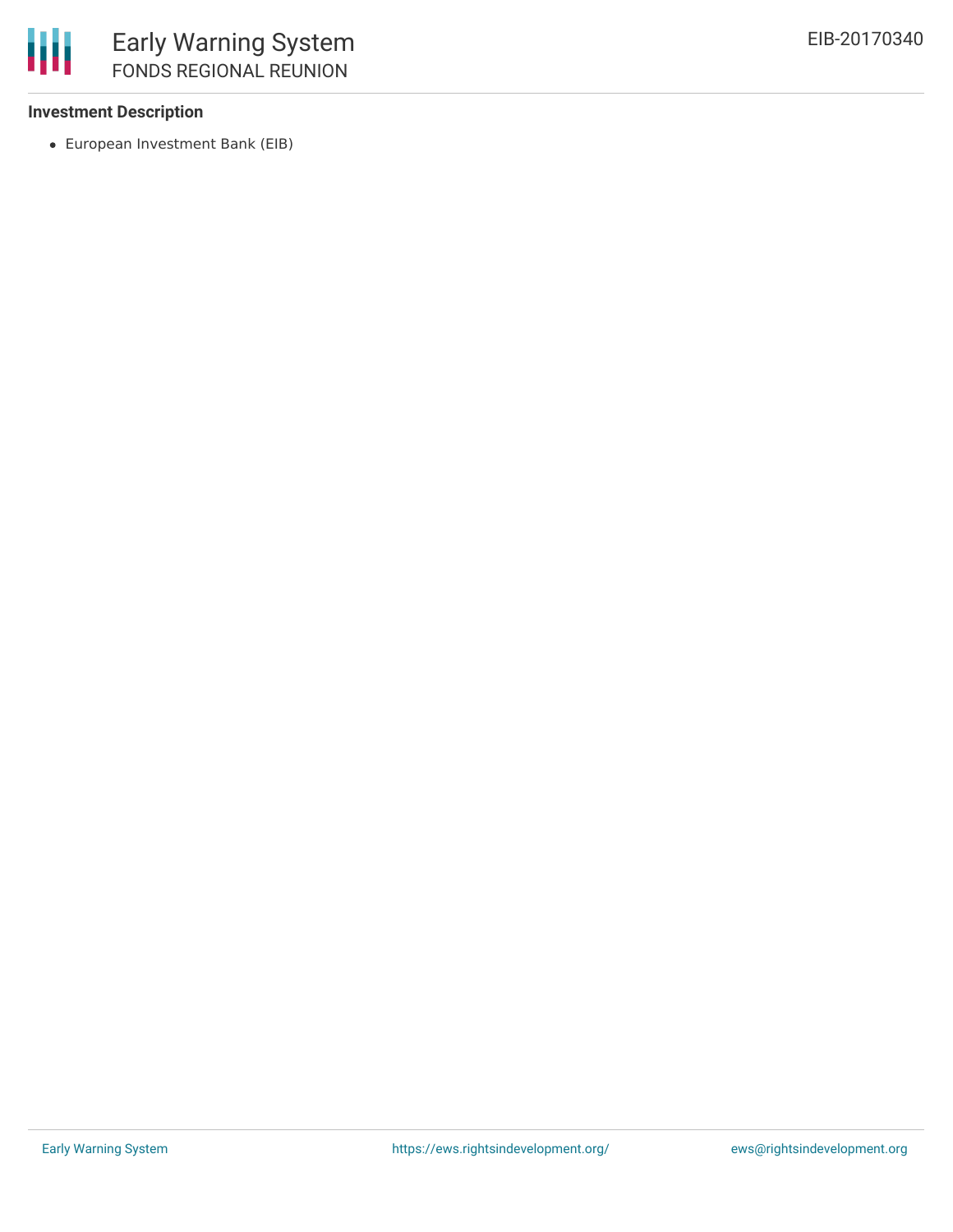**Investment Description**

- European Investment Bank (EIB)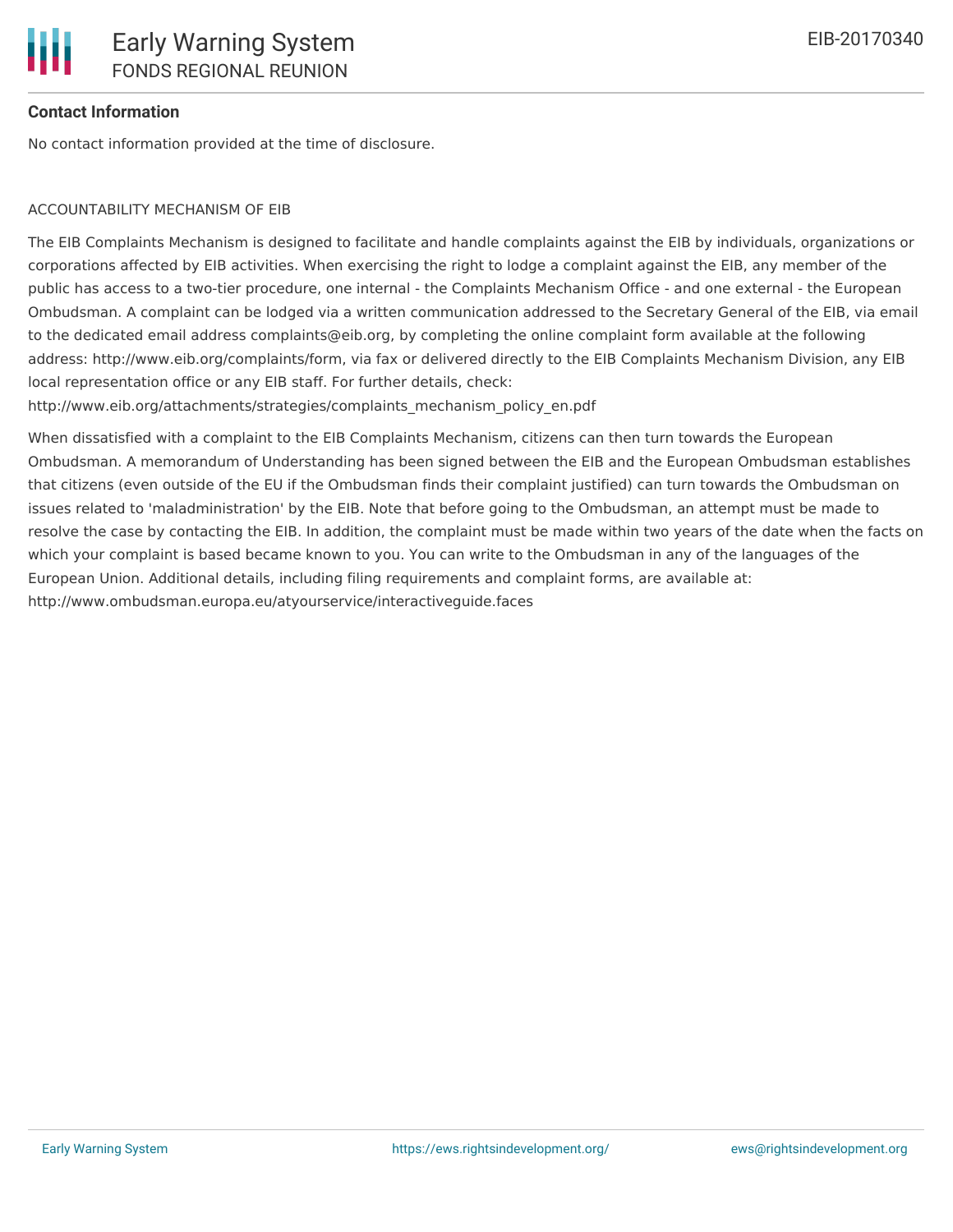**Contact Information**

No contact information provided at the time of disclosure.

ACCOUNTABILITY MECHANISM OF EIB

The EIB Complaints Mechanism is designed to facilitate and handle complaints against the EIB by individuals, organizations or corporations affected by EIB activities. When exercising the right to lodge a complaint against the EIB, any member of the public has access to a two-tier procedure, one internal - the Complaints Mechanism Office - and one external - the European Ombudsman. A complaint can be lodged via a written communication addressed to the Secretary General of the EIB, via email to the dedicated email address complaints@eib.org, by completing the online complaint form available at the following address: http://www.eib.org/complaints/form, via fax or delivered directly to the EIB Complaints Mechanism Division, any EIB local representation office or any EIB staff. For further details, check: http://www.eib.org/attachments/strategies/complaints_mechanism_policy_en.pdf

When dissatisfied with a complaint to the EIB Complaints Mechanism, citizens can then turn towards the European Ombudsman. A memorandum of Understanding has been signed between the EIB and the European Ombudsman establishes that citizens (even outside of the EU if the Ombudsman finds their complaint justified) can turn towards the Ombudsman on issues related to 'maladministration' by the EIB. Note that before going to the Ombudsman, an attempt must be made to resolve the case by contacting the EIB. In addition, the complaint must be made within two years of the date when the facts on which your complaint is based became known to you. You can write to the Ombudsman in any of the languages of the European Union. Additional details, including filing requirements and complaint forms, are available at: http://www.ombudsman.europa.eu/atyourservice/interactiveguide.faces